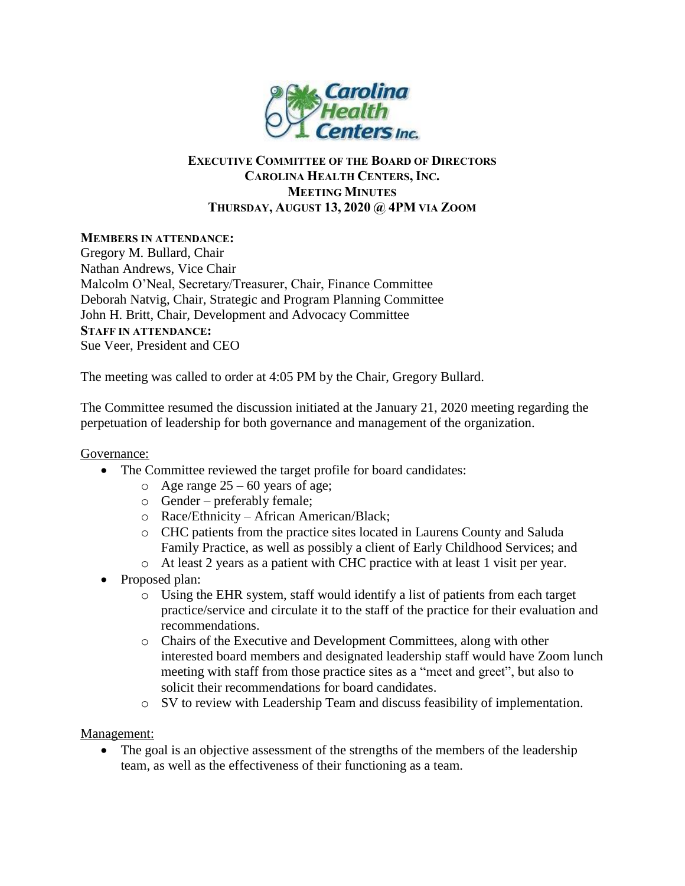**Carolina Health Centers Inc.**

# EXECUTIVE COMMITTEE OF THE BOARD OF DIRECTORS
## CAROLINA HEALTH CENTERS, INC.
## MEETING MINUTES
### THURSDAY, AUGUST 13, 2020 @ 4PM VIA ZOOM

**MEMBERS IN ATTENDANCE:**
Gregory M. Bullard, Chair
Nathan Andrews, Vice Chair
Malcolm O'Neal, Secretary/Treasurer, Chair, Finance Committee
Deborah Natvig, Chair, Strategic and Program Planning Committee
John H. Britt, Chair, Development and Advocacy Committee
**STAFF IN ATTENDANCE:**
Sue Veer, President and CEO

The meeting was called to order at 4:05 PM by the Chair, Gregory Bullard.

The Committee resumed the discussion initiated at the January 21, 2020 meeting regarding the perpetuation of leadership for both governance and management of the organization.

Governance:

- The Committee reviewed the target profile for board candidates:
  - Age range 25 – 60 years of age;
  - Gender – preferably female;
  - Race/Ethnicity – African American/Black;
  - CHC patients from the practice sites located in Laurens County and Saluda Family Practice, as well as possibly a client of Early Childhood Services; and
  - At least 2 years as a patient with CHC practice with at least 1 visit per year.
- Proposed plan:
  - Using the EHR system, staff would identify a list of patients from each target practice/service and circulate it to the staff of the practice for their evaluation and recommendations.
  - Chairs of the Executive and Development Committees, along with other interested board members and designated leadership staff would have Zoom lunch meeting with staff from those practice sites as a "meet and greet", but also to solicit their recommendations for board candidates.
  - SV to review with Leadership Team and discuss feasibility of implementation.

Management:

- The goal is an objective assessment of the strengths of the members of the leadership team, as well as the effectiveness of their functioning as a team.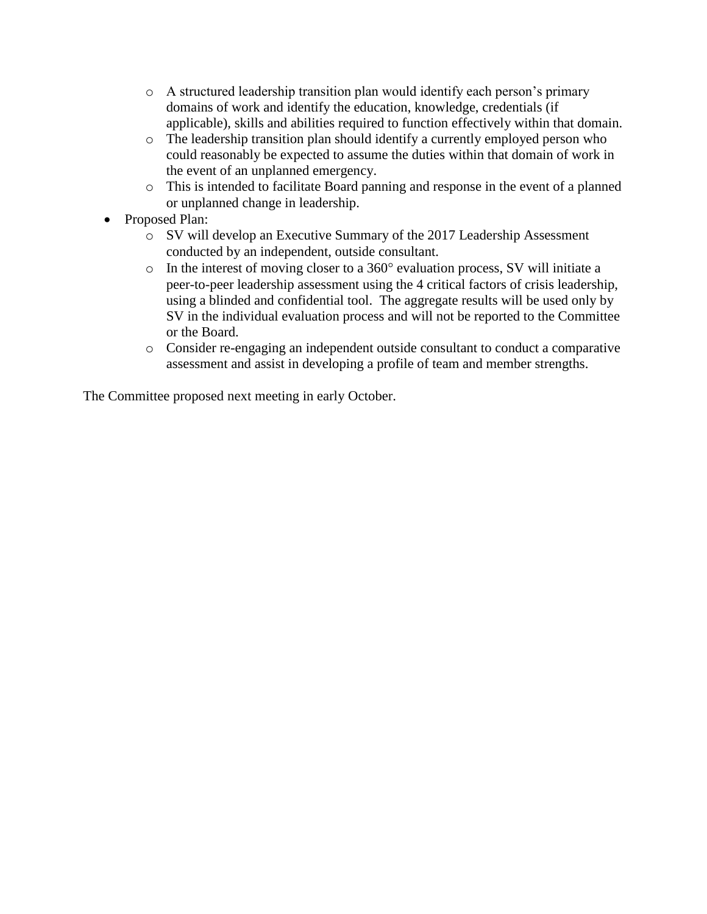- A structured leadership transition plan would identify each person's primary domains of work and identify the education, knowledge, credentials (if applicable), skills and abilities required to function effectively within that domain.
    - The leadership transition plan should identify a currently employed person who could reasonably be expected to assume the duties within that domain of work in the event of an unplanned emergency.
    - This is intended to facilitate Board panning and response in the event of a planned or unplanned change in leadership.
- Proposed Plan:
    - SV will develop an Executive Summary of the 2017 Leadership Assessment conducted by an independent, outside consultant.
    - In the interest of moving closer to a 360° evaluation process, SV will initiate a peer-to-peer leadership assessment using the 4 critical factors of crisis leadership, using a blinded and confidential tool. The aggregate results will be used only by SV in the individual evaluation process and will not be reported to the Committee or the Board.
    - Consider re-engaging an independent outside consultant to conduct a comparative assessment and assist in developing a profile of team and member strengths.

The Committee proposed next meeting in early October.